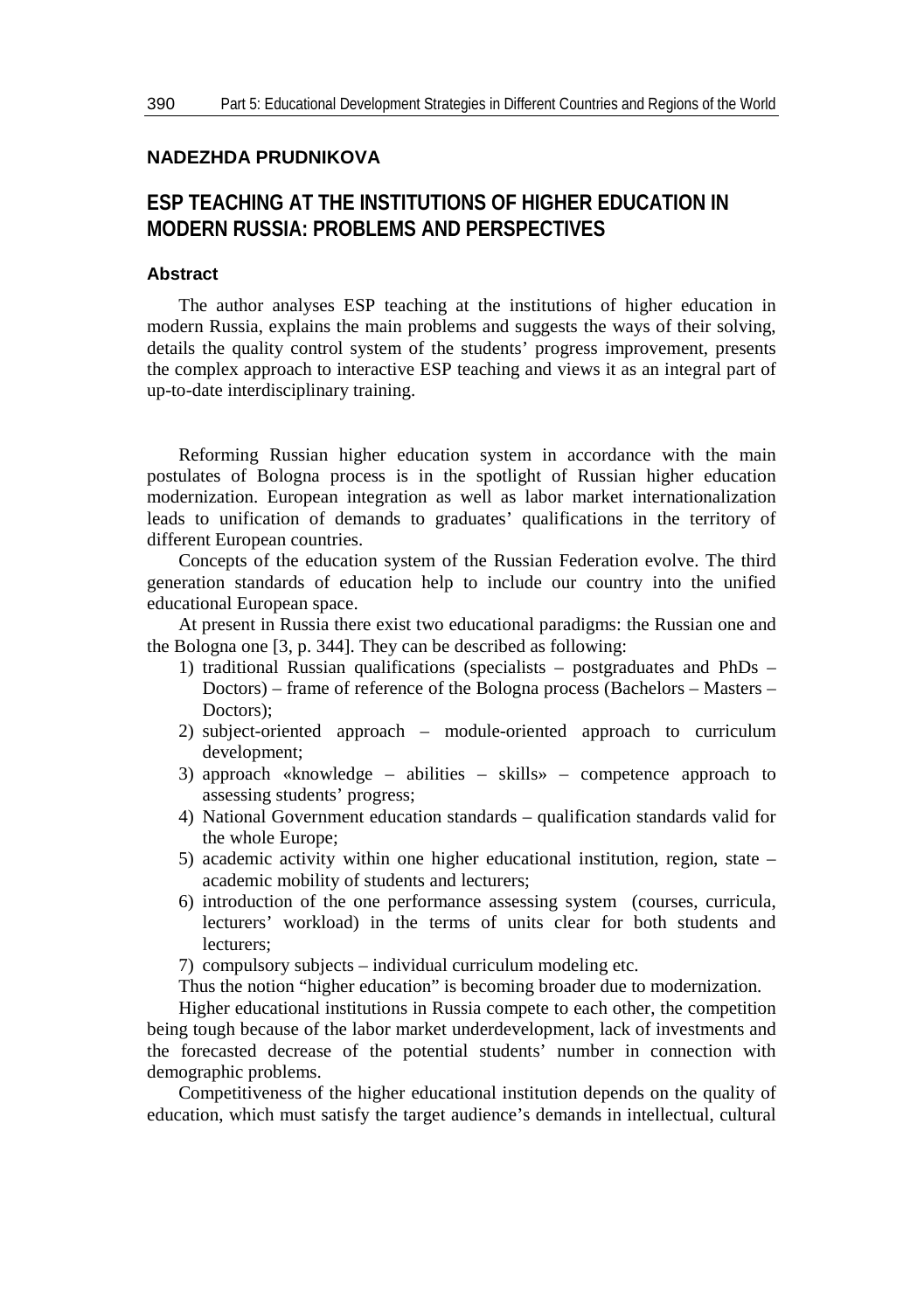**NADEZHDA PRUDNIKOVA**

# ESP TEACHING AT THE INSTITUTIONS OF HIGHER EDUCATION IN MODERN RUSSIA: PROBLEMS AND PERSPECTIVES

### Abstract

The author analyses ESP teaching at the institutions of higher education in modern Russia, explains the main problems and suggests the ways of their solving, details the quality control system of the students' progress improvement, presents the complex approach to interactive ESP teaching and views it as an integral part of up-to-date interdisciplinary training.

Reforming Russian higher education system in accordance with the main postulates of Bologna process is in the spotlight of Russian higher education modernization. European integration as well as labor market internationalization leads to unification of demands to graduates' qualifications in the territory of different European countries.

Concepts of the education system of the Russian Federation evolve. The third generation standards of education help to include our country into the unified educational European space.

At present in Russia there exist two educational paradigms: the Russian one and the Bologna one [3, p. 344]. They can be described as following:

1) traditional Russian qualifications (specialists – postgraduates and PhDs – Doctors) – frame of reference of the Bologna process (Bachelors – Masters – Doctors);
2) subject-oriented approach – module-oriented approach to curriculum development;
3) approach «knowledge – abilities – skills» – competence approach to assessing students' progress;
4) National Government education standards – qualification standards valid for the whole Europe;
5) academic activity within one higher educational institution, region, state – academic mobility of students and lecturers;
6) introduction of the one performance assessing system (courses, curricula, lecturers' workload) in the terms of units clear for both students and lecturers;
7) compulsory subjects – individual curriculum modeling etc.

Thus the notion "higher education" is becoming broader due to modernization.

Higher educational institutions in Russia compete to each other, the competition being tough because of the labor market underdevelopment, lack of investments and the forecasted decrease of the potential students' number in connection with demographic problems.

Competitiveness of the higher educational institution depends on the quality of education, which must satisfy the target audience's demands in intellectual, cultural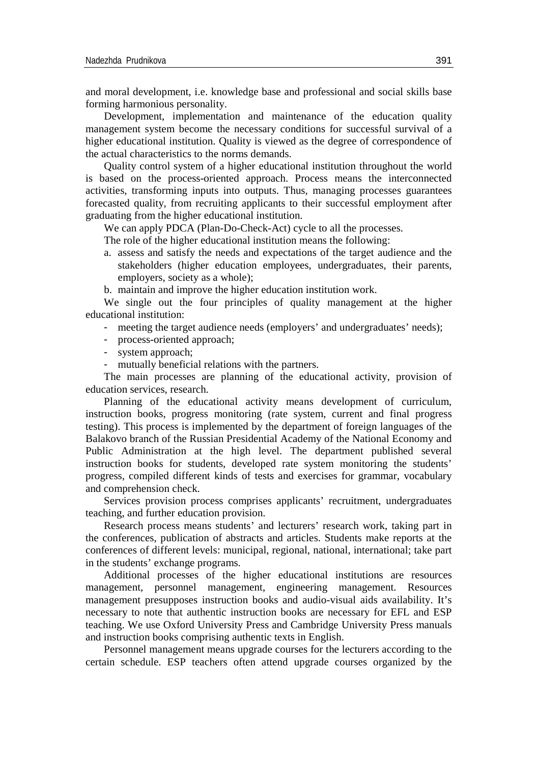and moral development, i.e. knowledge base and professional and social skills base forming harmonious personality.

Development, implementation and maintenance of the education quality management system become the necessary conditions for successful survival of a higher educational institution. Quality is viewed as the degree of correspondence of the actual characteristics to the norms demands.

Quality control system of a higher educational institution throughout the world is based on the process-oriented approach. Process means the interconnected activities, transforming inputs into outputs. Thus, managing processes guarantees forecasted quality, from recruiting applicants to their successful employment after graduating from the higher educational institution.

We can apply PDCA (Plan-Do-Check-Act) cycle to all the processes.

The role of the higher educational institution means the following:

a. assess and satisfy the needs and expectations of the target audience and the stakeholders (higher education employees, undergraduates, their parents, employers, society as a whole);
b. maintain and improve the higher education institution work.

We single out the four principles of quality management at the higher educational institution:

- meeting the target audience needs (employers' and undergraduates' needs);
- process-oriented approach;
- system approach;
- mutually beneficial relations with the partners.

The main processes are planning of the educational activity, provision of education services, research.

Planning of the educational activity means development of curriculum, instruction books, progress monitoring (rate system, current and final progress testing). This process is implemented by the department of foreign languages of the Balakovo branch of the Russian Presidential Academy of the National Economy and Public Administration at the high level. The department published several instruction books for students, developed rate system monitoring the students' progress, compiled different kinds of tests and exercises for grammar, vocabulary and comprehension check.

Services provision process comprises applicants' recruitment, undergraduates teaching, and further education provision.

Research process means students' and lecturers' research work, taking part in the conferences, publication of abstracts and articles. Students make reports at the conferences of different levels: municipal, regional, national, international; take part in the students' exchange programs.

Additional processes of the higher educational institutions are resources management, personnel management, engineering management. Resources management presupposes instruction books and audio-visual aids availability. It's necessary to note that authentic instruction books are necessary for EFL and ESP teaching. We use Oxford University Press and Cambridge University Press manuals and instruction books comprising authentic texts in English.

Personnel management means upgrade courses for the lecturers according to the certain schedule. ESP teachers often attend upgrade courses organized by the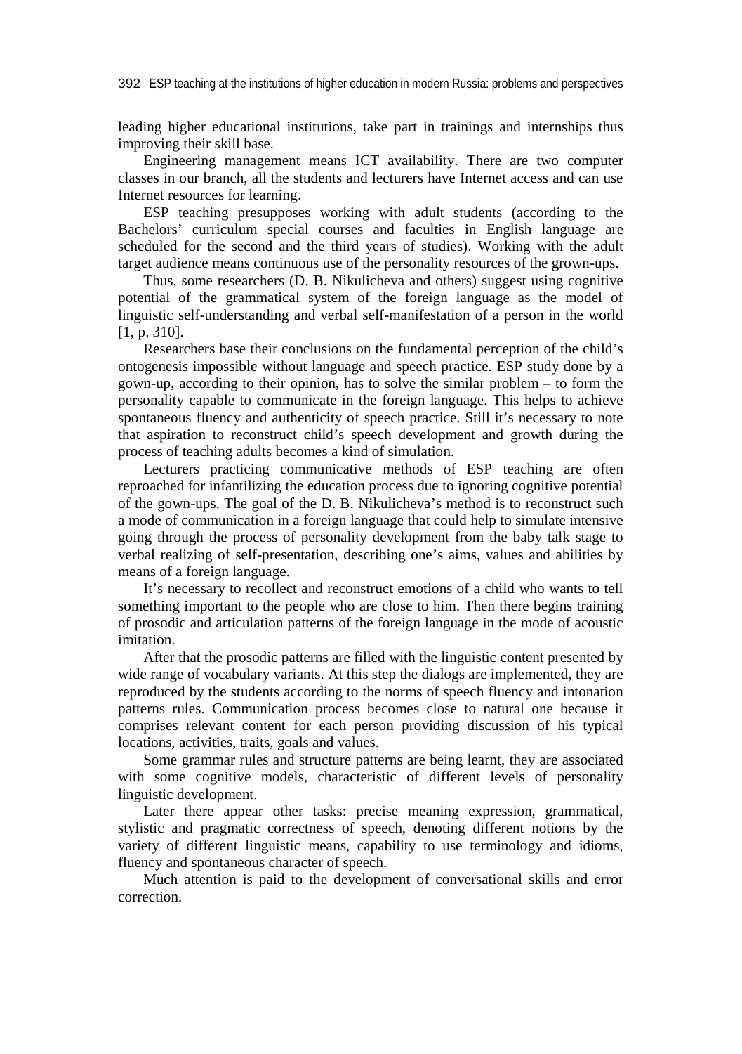leading higher educational institutions, take part in trainings and internships thus improving their skill base.

Engineering management means ICT availability. There are two computer classes in our branch, all the students and lecturers have Internet access and can use Internet resources for learning.

ESP teaching presupposes working with adult students (according to the Bachelors' curriculum special courses and faculties in English language are scheduled for the second and the third years of studies). Working with the adult target audience means continuous use of the personality resources of the grown-ups.

Thus, some researchers (D. B. Nikulicheva and others) suggest using cognitive potential of the grammatical system of the foreign language as the model of linguistic self-understanding and verbal self-manifestation of a person in the world [1, p. 310].

Researchers base their conclusions on the fundamental perception of the child's ontogenesis impossible without language and speech practice. ESP study done by a gown-up, according to their opinion, has to solve the similar problem – to form the personality capable to communicate in the foreign language. This helps to achieve spontaneous fluency and authenticity of speech practice. Still it's necessary to note that aspiration to reconstruct child's speech development and growth during the process of teaching adults becomes a kind of simulation.

Lecturers practicing communicative methods of ESP teaching are often reproached for infantilizing the education process due to ignoring cognitive potential of the gown-ups. The goal of the D. B. Nikulicheva's method is to reconstruct such a mode of communication in a foreign language that could help to simulate intensive going through the process of personality development from the baby talk stage to verbal realizing of self-presentation, describing one's aims, values and abilities by means of a foreign language.

It's necessary to recollect and reconstruct emotions of a child who wants to tell something important to the people who are close to him. Then there begins training of prosodic and articulation patterns of the foreign language in the mode of acoustic imitation.

After that the prosodic patterns are filled with the linguistic content presented by wide range of vocabulary variants. At this step the dialogs are implemented, they are reproduced by the students according to the norms of speech fluency and intonation patterns rules. Communication process becomes close to natural one because it comprises relevant content for each person providing discussion of his typical locations, activities, traits, goals and values.

Some grammar rules and structure patterns are being learnt, they are associated with some cognitive models, characteristic of different levels of personality linguistic development.

Later there appear other tasks: precise meaning expression, grammatical, stylistic and pragmatic correctness of speech, denoting different notions by the variety of different linguistic means, capability to use terminology and idioms, fluency and spontaneous character of speech.

Much attention is paid to the development of conversational skills and error correction.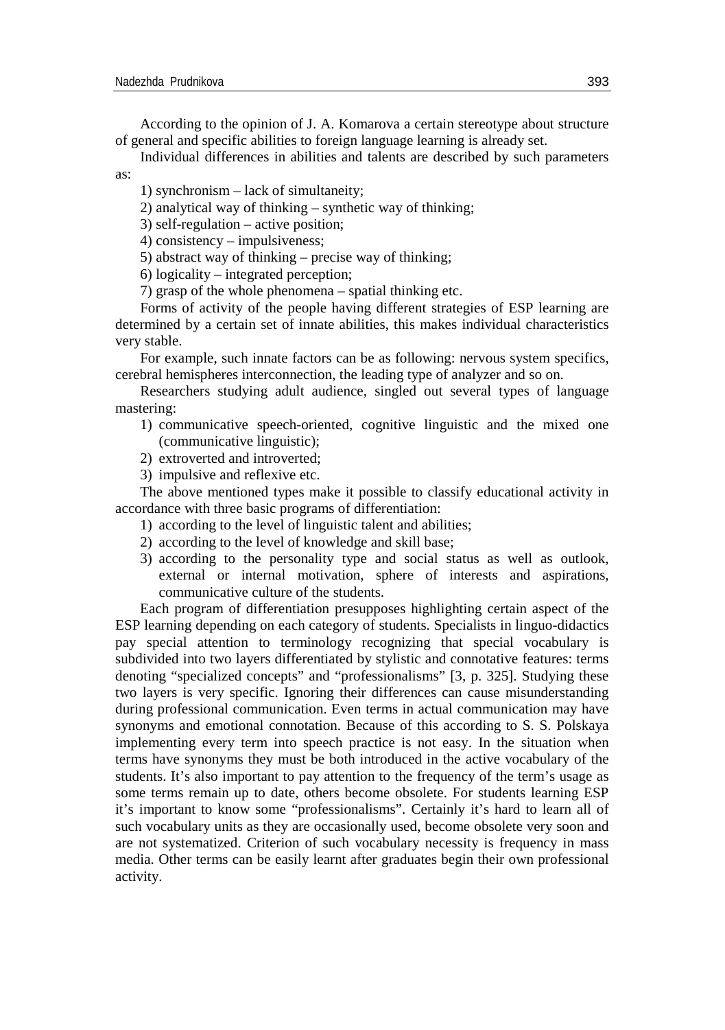According to the opinion of J. A. Komarova a certain stereotype about structure of general and specific abilities to foreign language learning is already set.

Individual differences in abilities and talents are described by such parameters as:

1) synchronism – lack of simultaneity;
2) analytical way of thinking – synthetic way of thinking;
3) self-regulation – active position;
4) consistency – impulsiveness;
5) abstract way of thinking – precise way of thinking;
6) logicality – integrated perception;
7) grasp of the whole phenomena – spatial thinking etc.

Forms of activity of the people having different strategies of ESP learning are determined by a certain set of innate abilities, this makes individual characteristics very stable.

For example, such innate factors can be as following: nervous system specifics, cerebral hemispheres interconnection, the leading type of analyzer and so on.

Researchers studying adult audience, singled out several types of language mastering:

1) communicative speech-oriented, cognitive linguistic and the mixed one (communicative linguistic);
2) extroverted and introverted;
3) impulsive and reflexive etc.

The above mentioned types make it possible to classify educational activity in accordance with three basic programs of differentiation:

1) according to the level of linguistic talent and abilities;
2) according to the level of knowledge and skill base;
3) according to the personality type and social status as well as outlook, external or internal motivation, sphere of interests and aspirations, communicative culture of the students.

Each program of differentiation presupposes highlighting certain aspect of the ESP learning depending on each category of students. Specialists in linguo-didactics pay special attention to terminology recognizing that special vocabulary is subdivided into two layers differentiated by stylistic and connotative features: terms denoting "specialized concepts" and "professionalisms" [3, p. 325]. Studying these two layers is very specific. Ignoring their differences can cause misunderstanding during professional communication. Even terms in actual communication may have synonyms and emotional connotation. Because of this according to S. S. Polskaya implementing every term into speech practice is not easy. In the situation when terms have synonyms they must be both introduced in the active vocabulary of the students. It's also important to pay attention to the frequency of the term's usage as some terms remain up to date, others become obsolete. For students learning ESP it's important to know some "professionalisms". Certainly it's hard to learn all of such vocabulary units as they are occasionally used, become obsolete very soon and are not systematized. Criterion of such vocabulary necessity is frequency in mass media. Other terms can be easily learnt after graduates begin their own professional activity.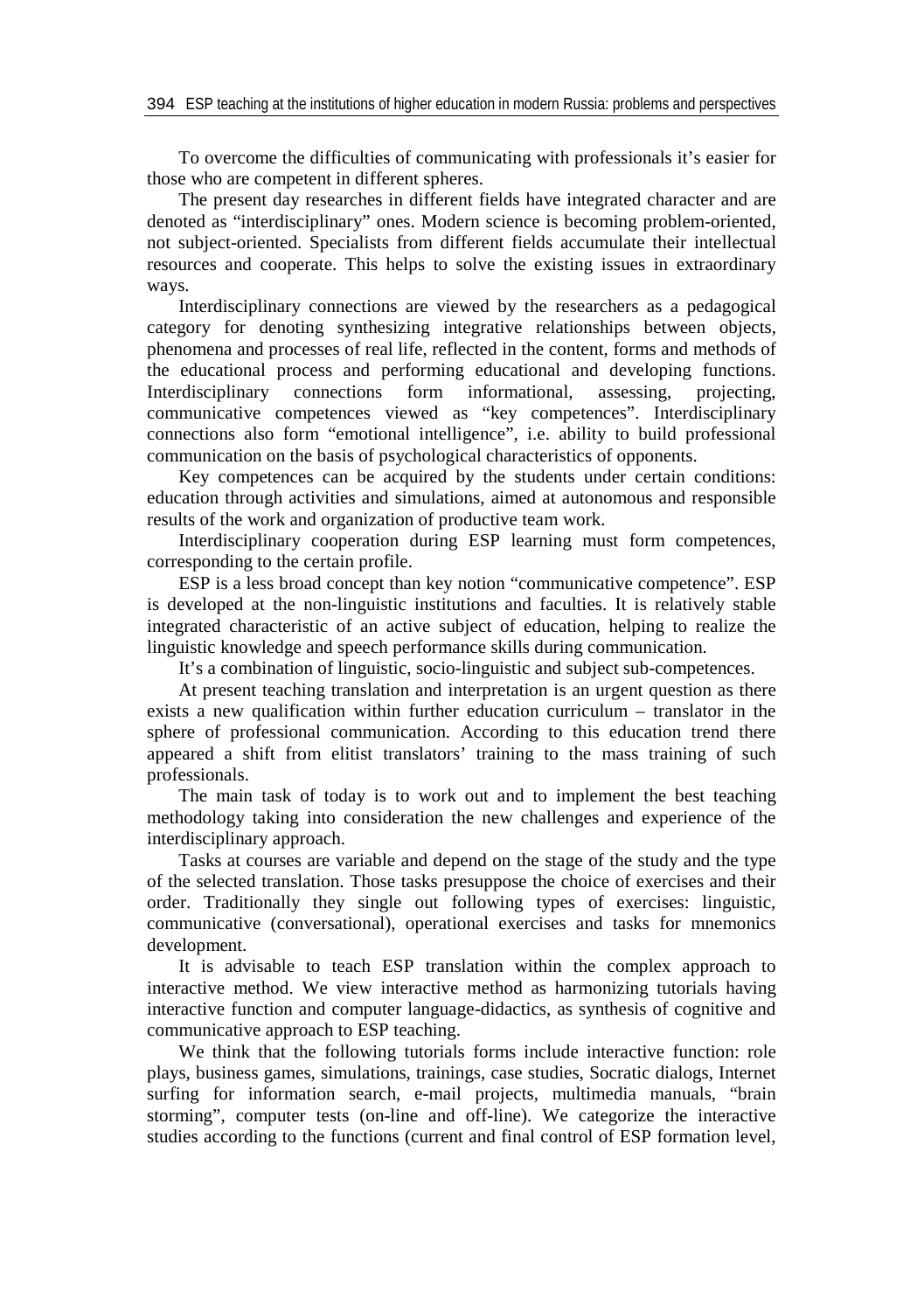To overcome the difficulties of communicating with professionals it's easier for those who are competent in different spheres.

The present day researches in different fields have integrated character and are denoted as "interdisciplinary" ones. Modern science is becoming problem-oriented, not subject-oriented. Specialists from different fields accumulate their intellectual resources and cooperate. This helps to solve the existing issues in extraordinary ways.

Interdisciplinary connections are viewed by the researchers as a pedagogical category for denoting synthesizing integrative relationships between objects, phenomena and processes of real life, reflected in the content, forms and methods of the educational process and performing educational and developing functions. Interdisciplinary connections form informational, assessing, projecting, communicative competences viewed as "key competences". Interdisciplinary connections also form "emotional intelligence", i.e. ability to build professional communication on the basis of psychological characteristics of opponents.

Key competences can be acquired by the students under certain conditions: education through activities and simulations, aimed at autonomous and responsible results of the work and organization of productive team work.

Interdisciplinary cooperation during ESP learning must form competences, corresponding to the certain profile.

ESP is a less broad concept than key notion "communicative competence". ESP is developed at the non-linguistic institutions and faculties. It is relatively stable integrated characteristic of an active subject of education, helping to realize the linguistic knowledge and speech performance skills during communication.

It's a combination of linguistic, socio-linguistic and subject sub-competences.

At present teaching translation and interpretation is an urgent question as there exists a new qualification within further education curriculum – translator in the sphere of professional communication. According to this education trend there appeared a shift from elitist translators' training to the mass training of such professionals.

The main task of today is to work out and to implement the best teaching methodology taking into consideration the new challenges and experience of the interdisciplinary approach.

Tasks at courses are variable and depend on the stage of the study and the type of the selected translation. Those tasks presuppose the choice of exercises and their order. Traditionally they single out following types of exercises: linguistic, communicative (conversational), operational exercises and tasks for mnemonics development.

It is advisable to teach ESP translation within the complex approach to interactive method. We view interactive method as harmonizing tutorials having interactive function and computer language-didactics, as synthesis of cognitive and communicative approach to ESP teaching.

We think that the following tutorials forms include interactive function: role plays, business games, simulations, trainings, case studies, Socratic dialogs, Internet surfing for information search, e-mail projects, multimedia manuals, "brain storming", computer tests (on-line and off-line). We categorize the interactive studies according to the functions (current and final control of ESP formation level,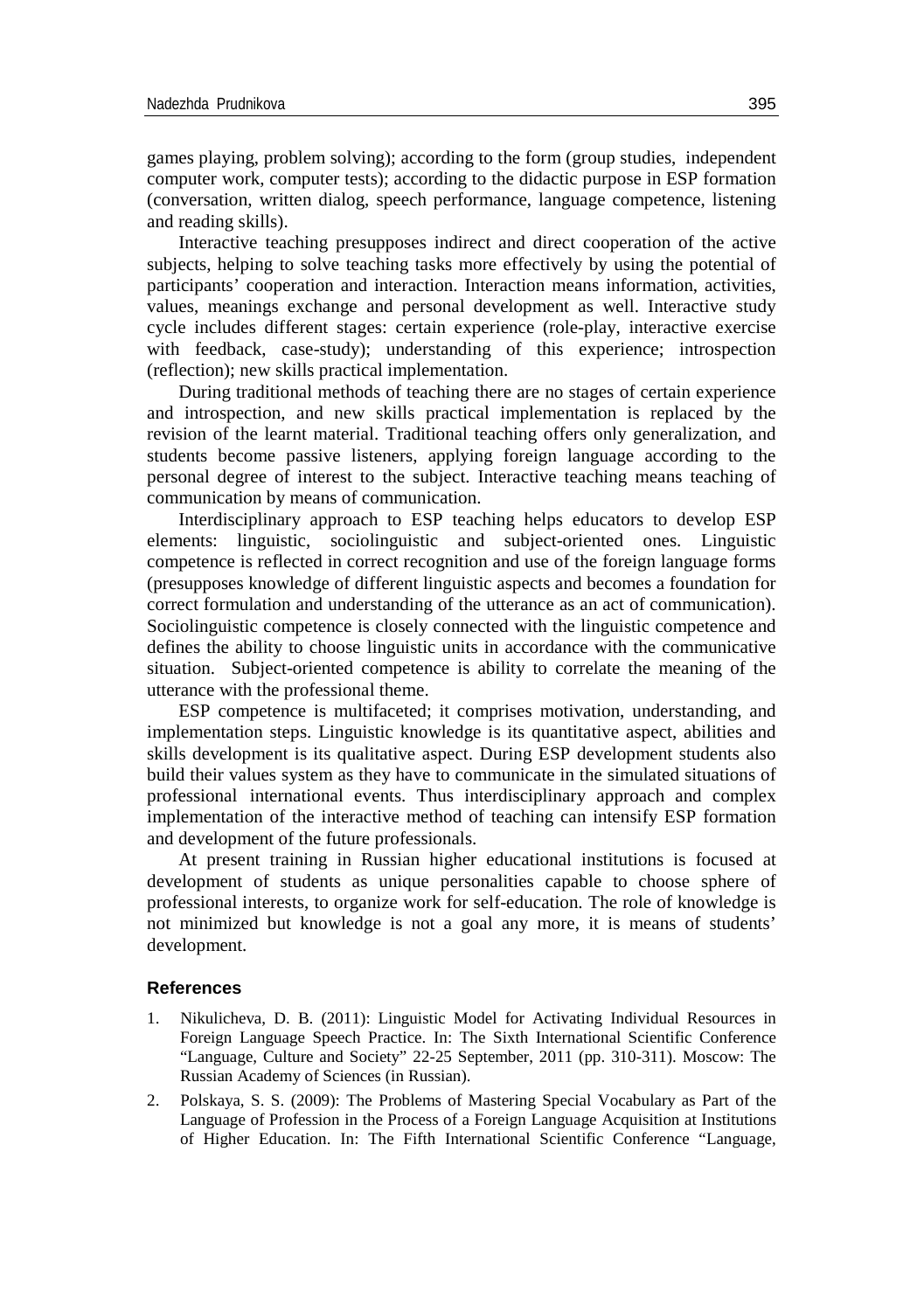games playing, problem solving); according to the form (group studies, independent computer work, computer tests); according to the didactic purpose in ESP formation (conversation, written dialog, speech performance, language competence, listening and reading skills).

Interactive teaching presupposes indirect and direct cooperation of the active subjects, helping to solve teaching tasks more effectively by using the potential of participants' cooperation and interaction. Interaction means information, activities, values, meanings exchange and personal development as well. Interactive study cycle includes different stages: certain experience (role-play, interactive exercise with feedback, case-study); understanding of this experience; introspection (reflection); new skills practical implementation.

During traditional methods of teaching there are no stages of certain experience and introspection, and new skills practical implementation is replaced by the revision of the learnt material. Traditional teaching offers only generalization, and students become passive listeners, applying foreign language according to the personal degree of interest to the subject. Interactive teaching means teaching of communication by means of communication.

Interdisciplinary approach to ESP teaching helps educators to develop ESP elements: linguistic, sociolinguistic and subject-oriented ones. Linguistic competence is reflected in correct recognition and use of the foreign language forms (presupposes knowledge of different linguistic aspects and becomes a foundation for correct formulation and understanding of the utterance as an act of communication). Sociolinguistic competence is closely connected with the linguistic competence and defines the ability to choose linguistic units in accordance with the communicative situation. Subject-oriented competence is ability to correlate the meaning of the utterance with the professional theme.

ESP competence is multifaceted; it comprises motivation, understanding, and implementation steps. Linguistic knowledge is its quantitative aspect, abilities and skills development is its qualitative aspect. During ESP development students also build their values system as they have to communicate in the simulated situations of professional international events. Thus interdisciplinary approach and complex implementation of the interactive method of teaching can intensify ESP formation and development of the future professionals.

At present training in Russian higher educational institutions is focused at development of students as unique personalities capable to choose sphere of professional interests, to organize work for self-education. The role of knowledge is not minimized but knowledge is not a goal any more, it is means of students' development.

### References

1. Nikulicheva, D. B. (2011): Linguistic Model for Activating Individual Resources in Foreign Language Speech Practice. In: The Sixth International Scientific Conference "Language, Culture and Society" 22-25 September, 2011 (pp. 310-311). Moscow: The Russian Academy of Sciences (in Russian).
2. Polskaya, S. S. (2009): The Problems of Mastering Special Vocabulary as Part of the Language of Profession in the Process of a Foreign Language Acquisition at Institutions of Higher Education. In: The Fifth International Scientific Conference "Language,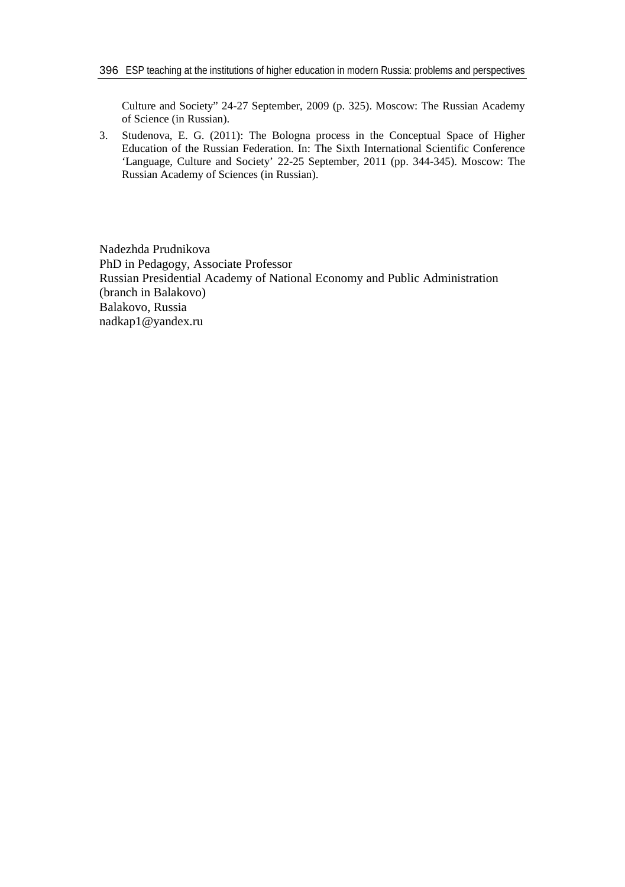Culture and Society" 24-27 September, 2009 (p. 325). Moscow: The Russian Academy of Science (in Russian).

3. Studenova, E. G. (2011): The Bologna process in the Conceptual Space of Higher Education of the Russian Federation. In: The Sixth International Scientific Conference 'Language, Culture and Society' 22-25 September, 2011 (pp. 344-345). Moscow: The Russian Academy of Sciences (in Russian).

Nadezhda Prudnikova
PhD in Pedagogy, Associate Professor
Russian Presidential Academy of National Economy and Public Administration (branch in Balakovo)
Balakovo, Russia
nadkap1@yandex.ru